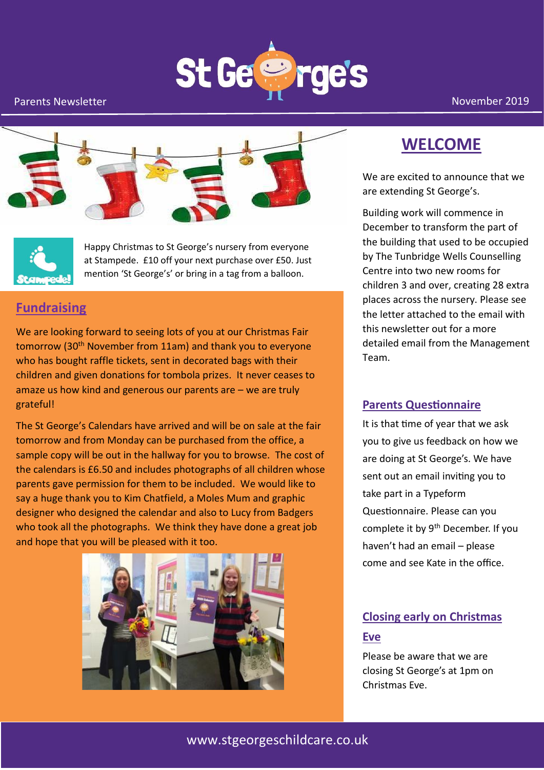Parents Newsletter

November 2019

Happy Christmas to St George's nursery from everyone at Stampede. £10 off your next purchase over £50. Just mention 'St George's' or bring in a tag from a balloon.

## Fundraising

We are looking forward to seeing lots of you at our Christmas Fair tomorrow (30th November from 11am) and thank you to everyone who has bought raffle tickets, sent in decorated bags with their children and given donations for tombola prizes. It never ceases to amaze us how kind and generous our parents are – we are truly grateful!

The St George's Calendars have arrived and will be on sale at the fair tomorrow and from Monday can be purchased from the office, a sample copy will be out in the hallway for you to browse. The cost of the calendars is £6.50 and includes photographs of all children whose parents gave permission for them to be included. We would like to say a huge thank you to Kim Chatfield, a Moles Mum and graphic designer who designed the calendar and also to Lucy from Badgers who took all the photographs. We think they have done a great job and hope that you will be pleased with it too.

## WELCOME

We are excited to announce that we are extending St George's.

Building work will commence in December to transform the part of the building that used to be occupied by The Tunbridge Wells Counselling Centre into two new rooms for children 3 and over, creating 28 extra places across the nursery. Please see the letter attached to the email with this newsletter out for a more detailed email from the Management Team.

## Parents Questionnaire

It is that time of year that we ask you to give us feedback on how we are doing at St George's. We have sent out an email inviting you to take part in a Typeform Questionnaire. Please can you complete it by 9th December. If you haven't had an email – please come and see Kate in the office.

## Closing early on Christmas Eve

Please be aware that we are closing St George's at 1pm on Christmas Eve.

www.stgeorgeschildcare.co.uk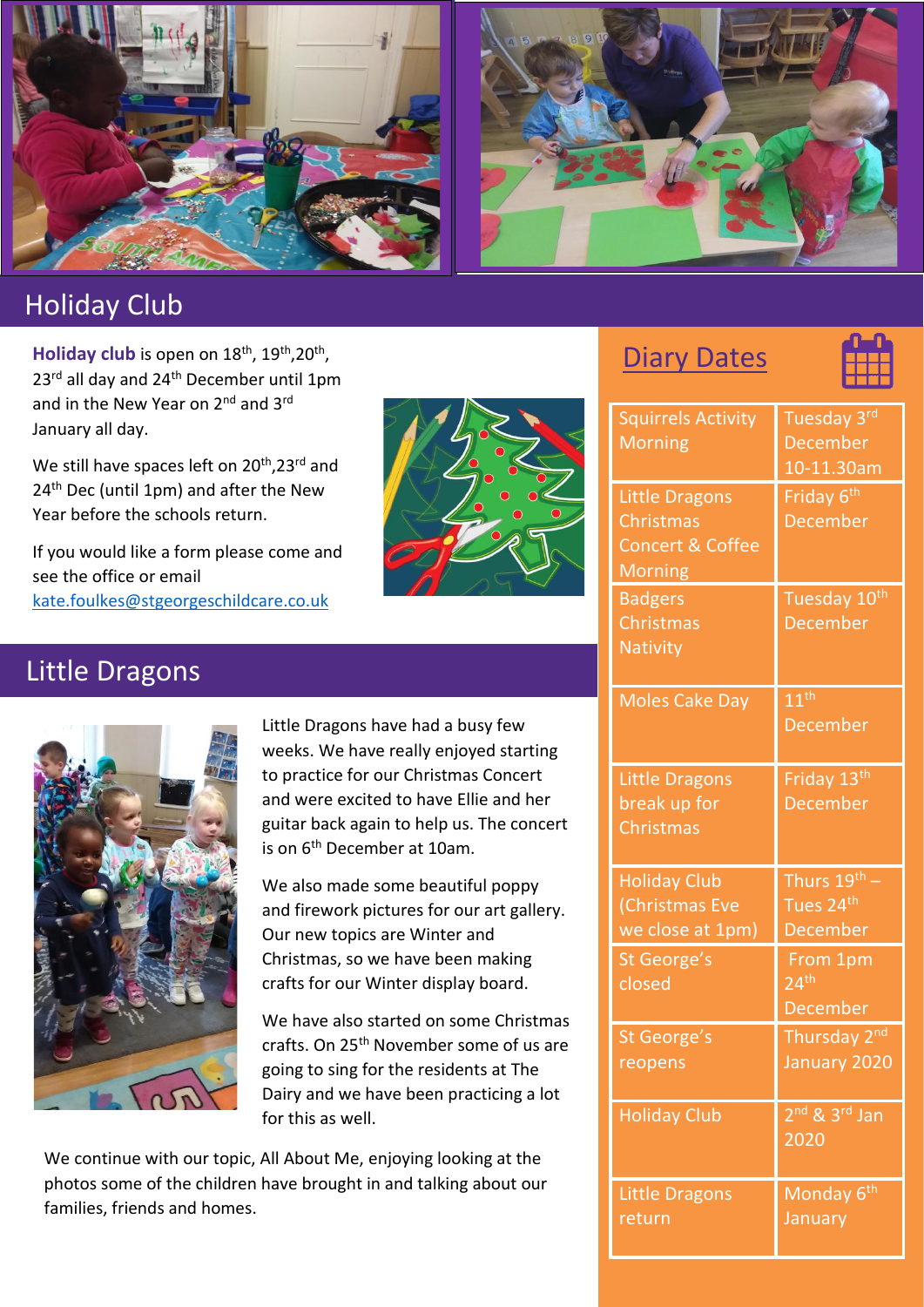## Holiday Club

**Holiday club** is open on 18th, 19th, 20th, 23rd all day and 24th December until 1pm and in the New Year on 2nd and 3rd January all day.

We still have spaces left on 20th, 23rd and 24th Dec (until 1pm) and after the New Year before the schools return.

If you would like a form please come and see the office or email [kate.foulkes@stgeorgeschildcare.co.uk](mailto:kate.foulkes@stgeorgeschildcare.co.uk)

## Little Dragons

Little Dragons have had a busy few weeks. We have really enjoyed starting to practice for our Christmas Concert and were excited to have Ellie and her guitar back again to help us. The concert is on 6th December at 10am.

We also made some beautiful poppy and firework pictures for our art gallery. Our new topics are Winter and Christmas, so we have been making crafts for our Winter display board.

We have also started on some Christmas crafts. On 25th November some of us are going to sing for the residents at The Dairy and we have been practicing a lot for this as well.

We continue with our topic, All About Me, enjoying looking at the photos some of the children have brought in and talking about our families, friends and homes.

## Diary Dates

| Event | Date |
|---|---|
| Squirrels Activity Morning | Tuesday 3rd December 10-11.30am |
| Little Dragons Christmas Concert & Coffee Morning | Friday 6th December |
| Badgers Christmas Nativity | Tuesday 10th December |
| Moles Cake Day | 11th December |
| Little Dragons break up for Christmas | Friday 13th December |
| Holiday Club (Christmas Eve we close at 1pm) | Thurs 19th – Tues 24th December |
| St George's closed | From 1pm 24th December |
| St George's reopens | Thursday 2nd January 2020 |
| Holiday Club | 2nd & 3rd Jan 2020 |
| Little Dragons return | Monday 6th January |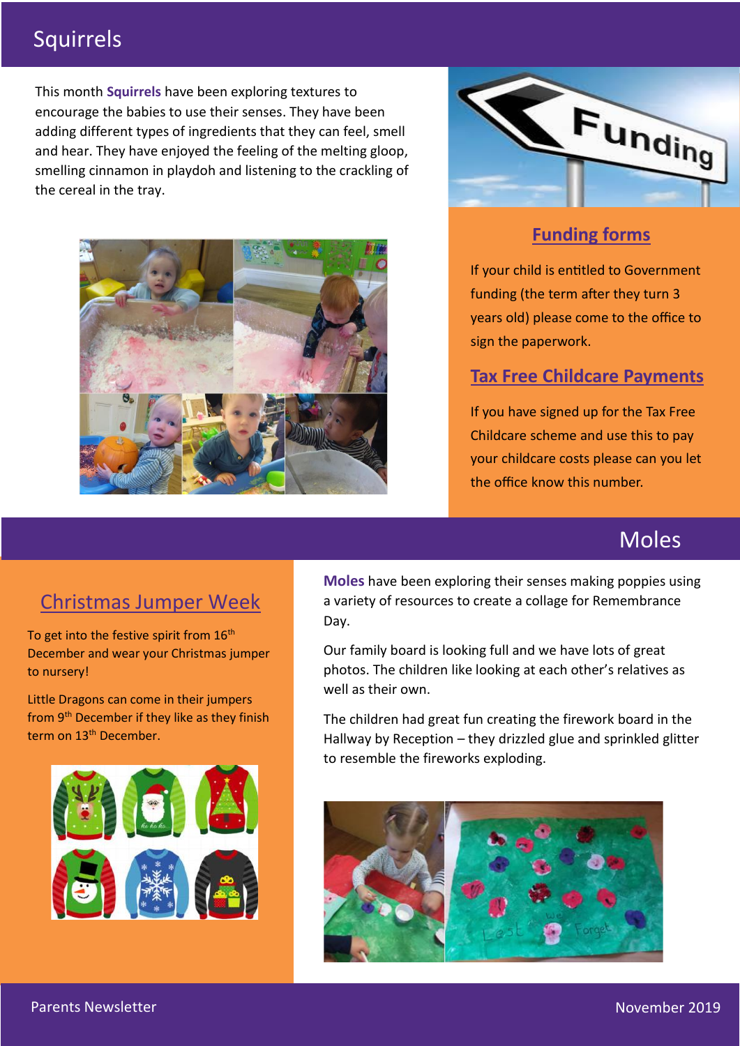## Squirrels

This month **Squirrels** have been exploring textures to encourage the babies to use their senses. They have been adding different types of ingredients that they can feel, smell and hear. They have enjoyed the feeling of the melting gloop, smelling cinnamon in playdoh and listening to the crackling of the cereal in the tray.

### Funding forms

If your child is entitled to Government funding (the term after they turn 3 years old) please come to the office to sign the paperwork.

### Tax Free Childcare Payments

If you have signed up for the Tax Free Childcare scheme and use this to pay your childcare costs please can you let the office know this number.

## Moles

**Moles** have been exploring their senses making poppies using a variety of resources to create a collage for Remembrance Day.

Our family board is looking full and we have lots of great photos. The children like looking at each other's relatives as well as their own.

The children had great fun creating the firework board in the Hallway by Reception – they drizzled glue and sprinkled glitter to resemble the fireworks exploding.

### Christmas Jumper Week

To get into the festive spirit from 16th December and wear your Christmas jumper to nursery!

Little Dragons can come in their jumpers from 9th December if they like as they finish term on 13th December.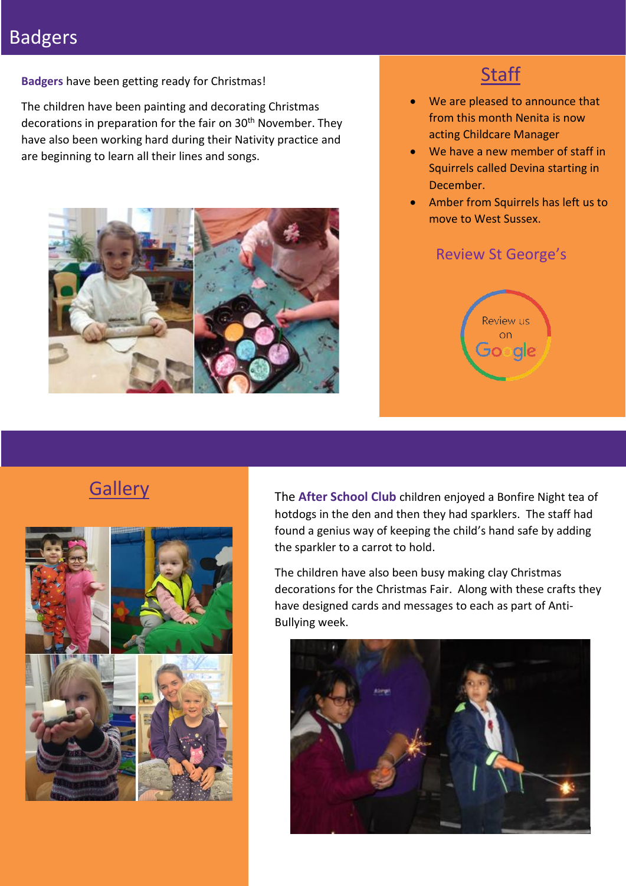# Badgers

**Badgers** have been getting ready for Christmas!

The children have been painting and decorating Christmas decorations in preparation for the fair on 30th November. They have also been working hard during their Nativity practice and are beginning to learn all their lines and songs.

## Staff

- We are pleased to announce that from this month Nenita is now acting Childcare Manager
- We have a new member of staff in Squirrels called Devina starting in December.
- Amber from Squirrels has left us to move to West Sussex.

### Review St George's

Review us on Google

## Gallery

The **After School Club** children enjoyed a Bonfire Night tea of hotdogs in the den and then they had sparklers. The staff had found a genius way of keeping the child's hand safe by adding the sparkler to a carrot to hold.

The children have also been busy making clay Christmas decorations for the Christmas Fair. Along with these crafts they have designed cards and messages to each as part of Anti-Bullying week.